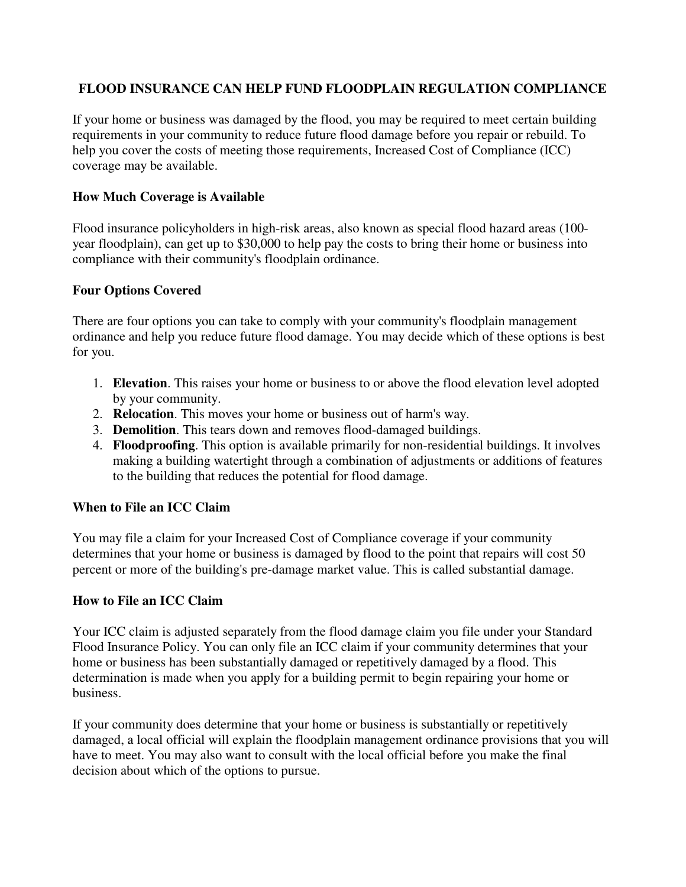# FLOOD INSURANCE CAN HELP FUND FLOODPLAIN REGULATION COMPLIANCE

If your home or business was damaged by the flood, you may be required to meet certain building requirements in your community to reduce future flood damage before you repair or rebuild. To help you cover the costs of meeting those requirements, Increased Cost of Compliance (ICC) coverage may be available.

## How Much Coverage is Available

Flood insurance policyholders in high-risk areas, also known as special flood hazard areas (100-year floodplain), can get up to $30,000 to help pay the costs to bring their home or business into compliance with their community's floodplain ordinance.

## Four Options Covered

There are four options you can take to comply with your community's floodplain management ordinance and help you reduce future flood damage. You may decide which of these options is best for you.

1. **Elevation**. This raises your home or business to or above the flood elevation level adopted by your community.
2. **Relocation**. This moves your home or business out of harm's way.
3. **Demolition**. This tears down and removes flood-damaged buildings.
4. **Floodproofing**. This option is available primarily for non-residential buildings. It involves making a building watertight through a combination of adjustments or additions of features to the building that reduces the potential for flood damage.

## When to File an ICC Claim

You may file a claim for your Increased Cost of Compliance coverage if your community determines that your home or business is damaged by flood to the point that repairs will cost 50 percent or more of the building's pre-damage market value. This is called substantial damage.

## How to File an ICC Claim

Your ICC claim is adjusted separately from the flood damage claim you file under your Standard Flood Insurance Policy. You can only file an ICC claim if your community determines that your home or business has been substantially damaged or repetitively damaged by a flood. This determination is made when you apply for a building permit to begin repairing your home or business.

If your community does determine that your home or business is substantially or repetitively damaged, a local official will explain the floodplain management ordinance provisions that you will have to meet. You may also want to consult with the local official before you make the final decision about which of the options to pursue.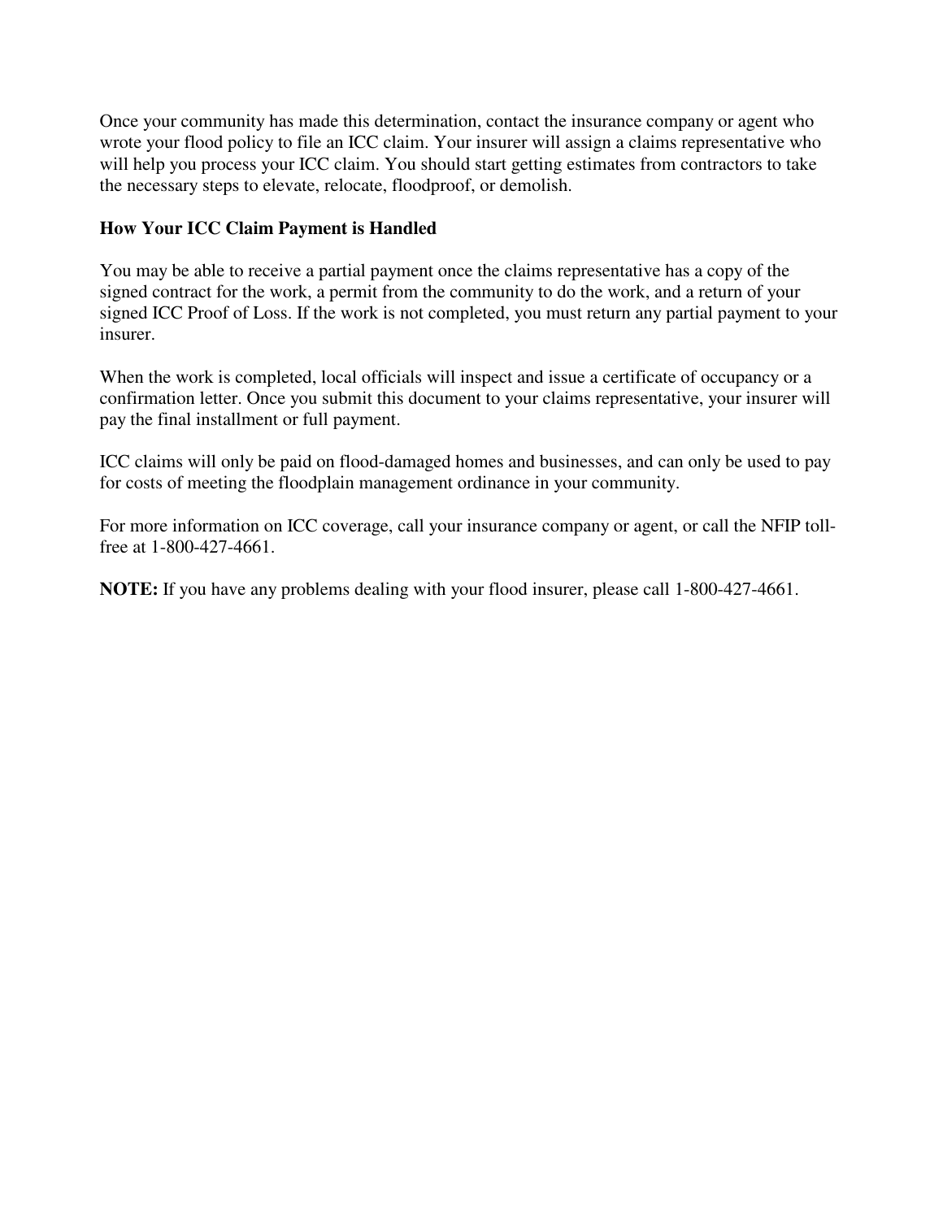Once your community has made this determination, contact the insurance company or agent who wrote your flood policy to file an ICC claim. Your insurer will assign a claims representative who will help you process your ICC claim. You should start getting estimates from contractors to take the necessary steps to elevate, relocate, floodproof, or demolish.

**How Your ICC Claim Payment is Handled**

You may be able to receive a partial payment once the claims representative has a copy of the signed contract for the work, a permit from the community to do the work, and a return of your signed ICC Proof of Loss. If the work is not completed, you must return any partial payment to your insurer.

When the work is completed, local officials will inspect and issue a certificate of occupancy or a confirmation letter. Once you submit this document to your claims representative, your insurer will pay the final installment or full payment.

ICC claims will only be paid on flood-damaged homes and businesses, and can only be used to pay for costs of meeting the floodplain management ordinance in your community.

For more information on ICC coverage, call your insurance company or agent, or call the NFIP toll-free at 1-800-427-4661.

**NOTE:** If you have any problems dealing with your flood insurer, please call 1-800-427-4661.